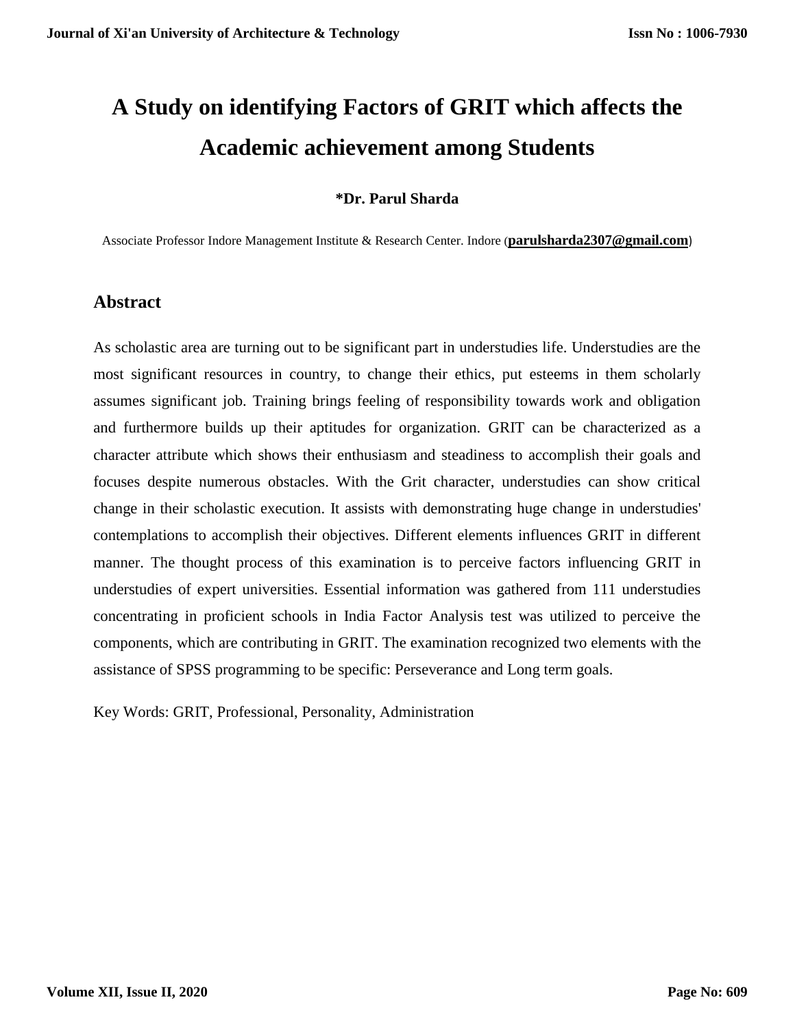# A Study on identifying Factors of GRIT which affects the Academic achievement among Students

**\*Dr. Parul Sharda**

Associate Professor Indore Management Institute & Research Center. Indore (**parulsharda2307@gmail.com**)

## Abstract

As scholastic area are turning out to be significant part in understudies life. Understudies are the most significant resources in country, to change their ethics, put esteems in them scholarly assumes significant job. Training brings feeling of responsibility towards work and obligation and furthermore builds up their aptitudes for organization. GRIT can be characterized as a character attribute which shows their enthusiasm and steadiness to accomplish their goals and focuses despite numerous obstacles. With the Grit character, understudies can show critical change in their scholastic execution. It assists with demonstrating huge change in understudies' contemplations to accomplish their objectives. Different elements influences GRIT in different manner. The thought process of this examination is to perceive factors influencing GRIT in understudies of expert universities. Essential information was gathered from 111 understudies concentrating in proficient schools in India Factor Analysis test was utilized to perceive the components, which are contributing in GRIT. The examination recognized two elements with the assistance of SPSS programming to be specific: Perseverance and Long term goals.

Key Words: GRIT, Professional, Personality, Administration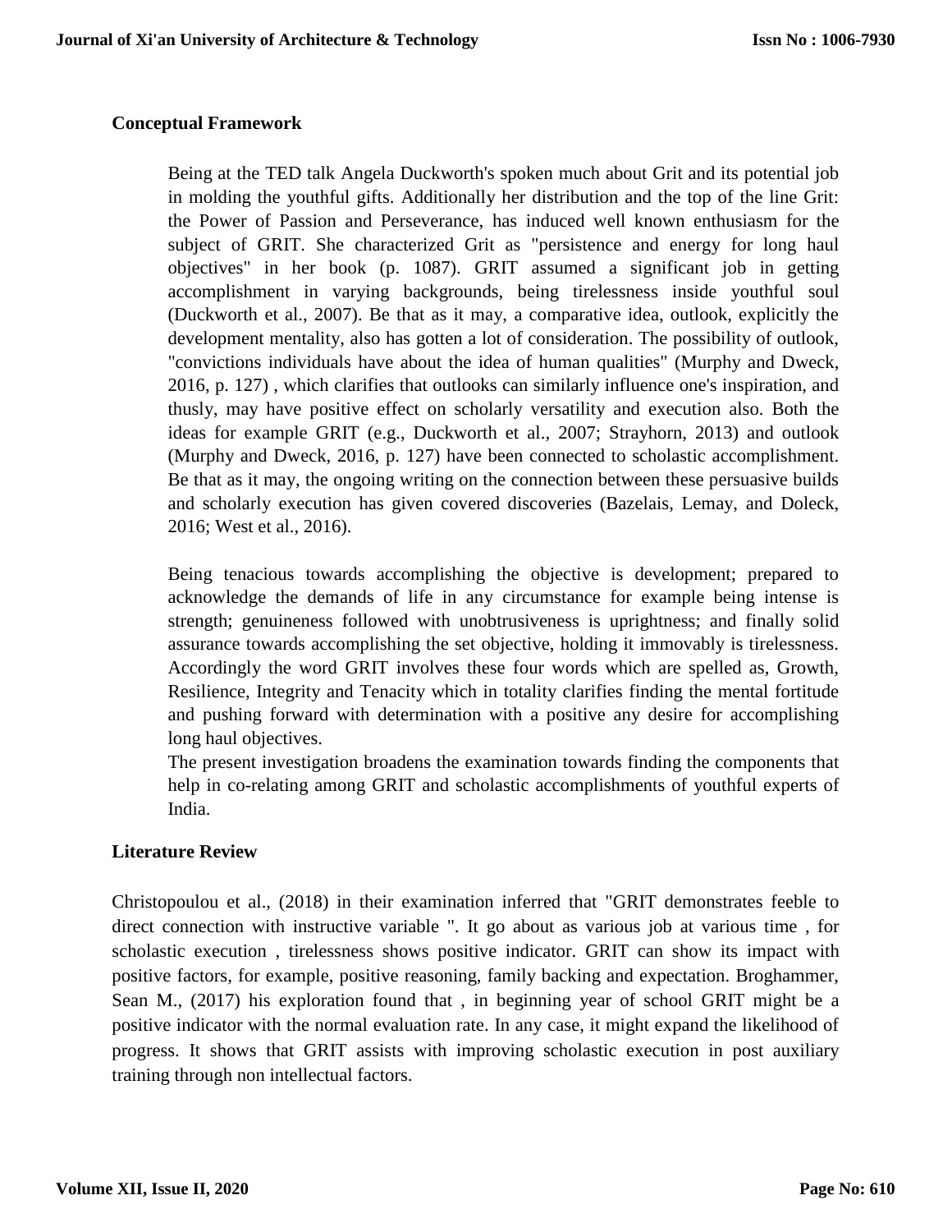## Conceptual Framework

Being at the TED talk Angela Duckworth's spoken much about Grit and its potential job in molding the youthful gifts. Additionally her distribution and the top of the line Grit: the Power of Passion and Perseverance, has induced well known enthusiasm for the subject of GRIT. She characterized Grit as "persistence and energy for long haul objectives" in her book (p. 1087). GRIT assumed a significant job in getting accomplishment in varying backgrounds, being tirelessness inside youthful soul (Duckworth et al., 2007). Be that as it may, a comparative idea, outlook, explicitly the development mentality, also has gotten a lot of consideration. The possibility of outlook, "convictions individuals have about the idea of human qualities" (Murphy and Dweck, 2016, p. 127) , which clarifies that outlooks can similarly influence one's inspiration, and thusly, may have positive effect on scholarly versatility and execution also. Both the ideas for example GRIT (e.g., Duckworth et al., 2007; Strayhorn, 2013) and outlook (Murphy and Dweck, 2016, p. 127) have been connected to scholastic accomplishment. Be that as it may, the ongoing writing on the connection between these persuasive builds and scholarly execution has given covered discoveries (Bazelais, Lemay, and Doleck, 2016; West et al., 2016).

Being tenacious towards accomplishing the objective is development; prepared to acknowledge the demands of life in any circumstance for example being intense is strength; genuineness followed with unobtrusiveness is uprightness; and finally solid assurance towards accomplishing the set objective, holding it immovably is tirelessness. Accordingly the word GRIT involves these four words which are spelled as, Growth, Resilience, Integrity and Tenacity which in totality clarifies finding the mental fortitude and pushing forward with determination with a positive any desire for accomplishing long haul objectives.

The present investigation broadens the examination towards finding the components that help in co-relating among GRIT and scholastic accomplishments of youthful experts of India.

## Literature Review

Christopoulou et al., (2018) in their examination inferred that "GRIT demonstrates feeble to direct connection with instructive variable ". It go about as various job at various time , for scholastic execution , tirelessness shows positive indicator. GRIT can show its impact with positive factors, for example, positive reasoning, family backing and expectation. Broghammer, Sean M., (2017) his exploration found that , in beginning year of school GRIT might be a positive indicator with the normal evaluation rate. In any case, it might expand the likelihood of progress. It shows that GRIT assists with improving scholastic execution in post auxiliary training through non intellectual factors.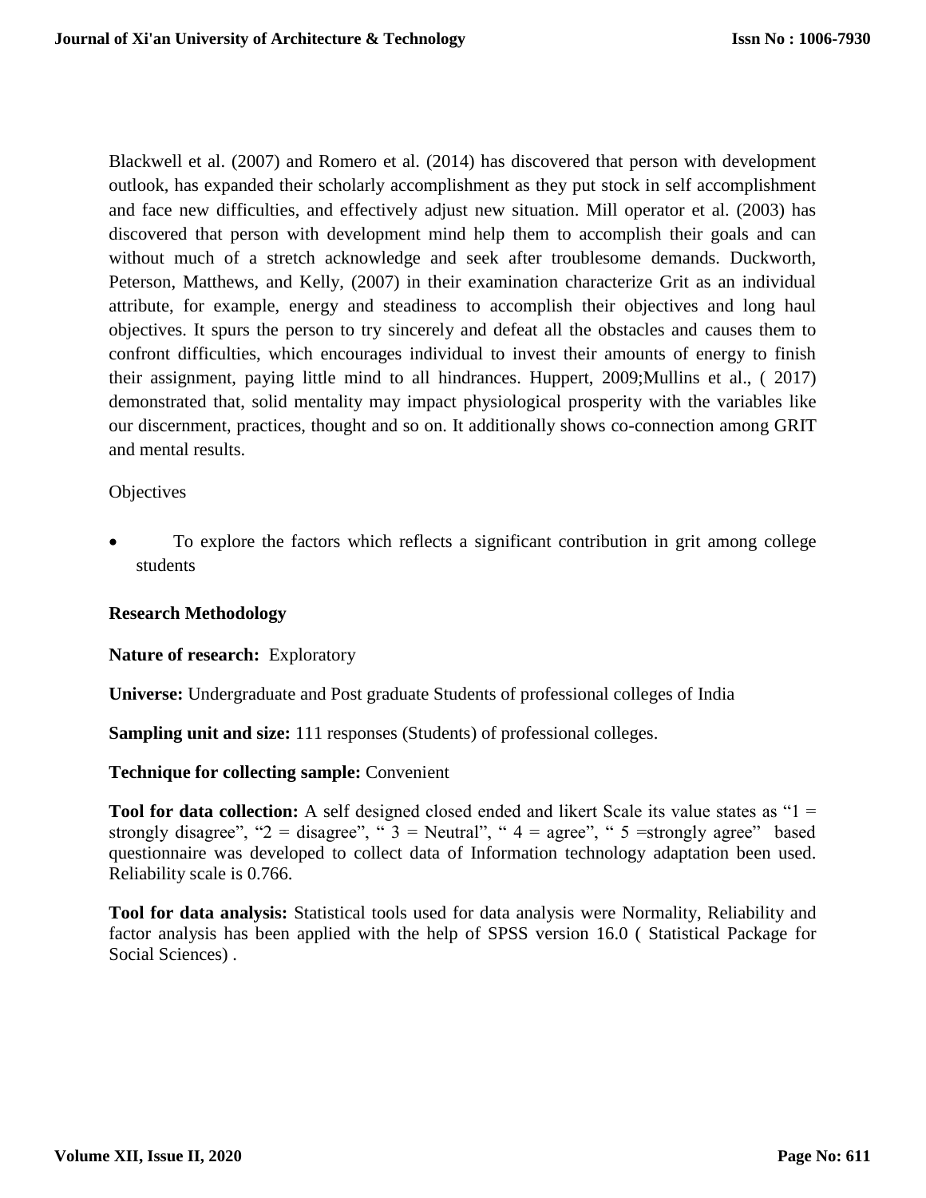Blackwell et al. (2007) and Romero et al. (2014) has discovered that person with development outlook, has expanded their scholarly accomplishment as they put stock in self accomplishment and face new difficulties, and effectively adjust new situation. Mill operator et al. (2003) has discovered that person with development mind help them to accomplish their goals and can without much of a stretch acknowledge and seek after troublesome demands. Duckworth, Peterson, Matthews, and Kelly, (2007) in their examination characterize Grit as an individual attribute, for example, energy and steadiness to accomplish their objectives and long haul objectives. It spurs the person to try sincerely and defeat all the obstacles and causes them to confront difficulties, which encourages individual to invest their amounts of energy to finish their assignment, paying little mind to all hindrances. Huppert, 2009;Mullins et al., ( 2017) demonstrated that, solid mentality may impact physiological prosperity with the variables like our discernment, practices, thought and so on. It additionally shows co-connection among GRIT and mental results.

Objectives

- To explore the factors which reflects a significant contribution in grit among college students

**Research Methodology**

**Nature of research:** Exploratory

**Universe:** Undergraduate and Post graduate Students of professional colleges of India

**Sampling unit and size:** 111 responses (Students) of professional colleges.

**Technique for collecting sample:** Convenient

**Tool for data collection:** A self designed closed ended and likert Scale its value states as "1 = strongly disagree", "2 = disagree", " 3 = Neutral", " 4 = agree", " 5 =strongly agree" based questionnaire was developed to collect data of Information technology adaptation been used. Reliability scale is 0.766.

**Tool for data analysis:** Statistical tools used for data analysis were Normality, Reliability and factor analysis has been applied with the help of SPSS version 16.0 ( Statistical Package for Social Sciences) .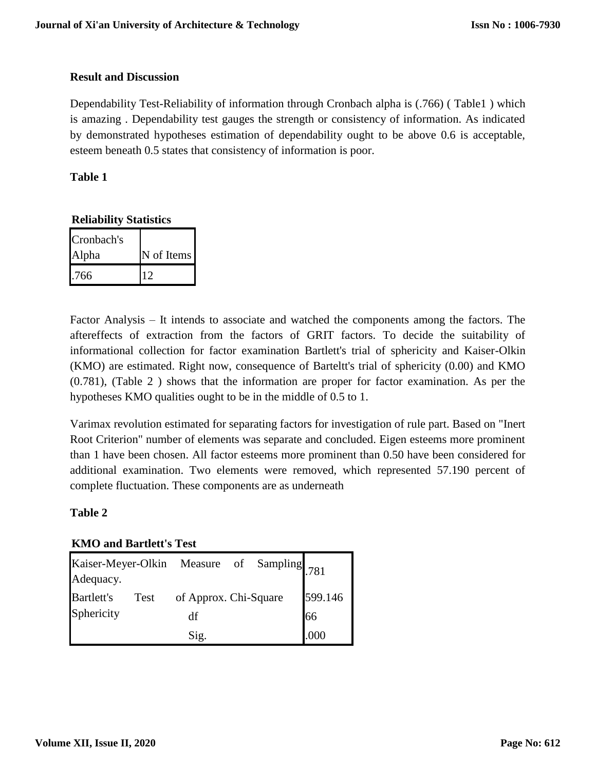## Result and Discussion

Dependability Test-Reliability of information through Cronbach alpha is (.766) ( Table1 ) which is amazing . Dependability test gauges the strength or consistency of information. As indicated by demonstrated hypotheses estimation of dependability ought to be above 0.6 is acceptable, esteem beneath 0.5 states that consistency of information is poor.

**Table 1**

**Reliability Statistics**

| Cronbach's Alpha | N of Items |
|---|---|
| .766 | 12 |

Factor Analysis – It intends to associate and watched the components among the factors. The aftereffects of extraction from the factors of GRIT factors. To decide the suitability of informational collection for factor examination Bartlett's trial of sphericity and Kaiser-Olkin (KMO) are estimated. Right now, consequence of Barteltt's trial of sphericity (0.00) and KMO (0.781), (Table 2 ) shows that the information are proper for factor examination. As per the hypotheses KMO qualities ought to be in the middle of 0.5 to 1.

Varimax revolution estimated for separating factors for investigation of rule part. Based on "Inert Root Criterion" number of elements was separate and concluded. Eigen esteems more prominent than 1 have been chosen. All factor esteems more prominent than 0.50 have been considered for additional examination. Two elements were removed, which represented 57.190 percent of complete fluctuation. These components are as underneath

**Table 2**

**KMO and Bartlett's Test**

| | | |
|---|---|---|
| Kaiser-Meyer-Olkin Measure of Sampling Adequacy. | | .781 |
| Bartlett's Test of Sphericity | Approx. Chi-Square | 599.146 |
| | df | 66 |
| | Sig. | .000 |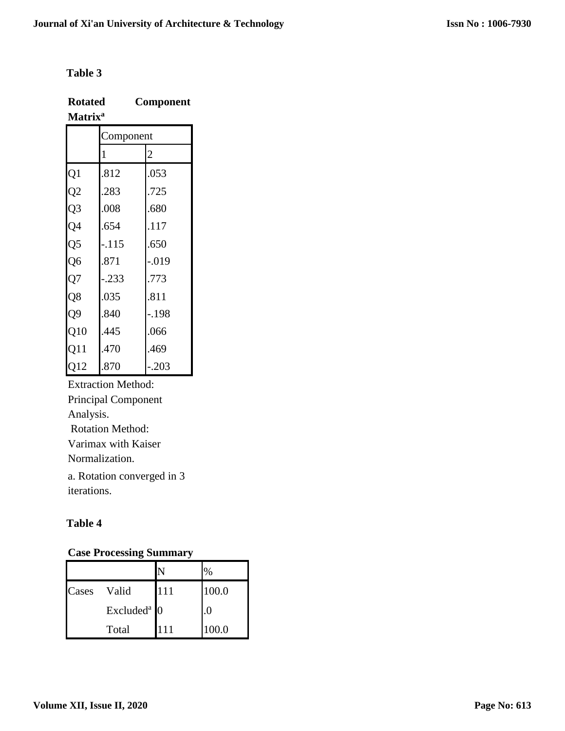**Table 3**

**Rotated Component Matrix[a]**

| | Component | |
|---|---|---|
| | 1 | 2 |
| Q1 | .812 | .053 |
| Q2 | .283 | .725 |
| Q3 | .008 | .680 |
| Q4 | .654 | .117 |
| Q5 | -.115 | .650 |
| Q6 | .871 | -.019 |
| Q7 | -.233 | .773 |
| Q8 | .035 | .811 |
| Q9 | .840 | -.198 |
| Q10 | .445 | .066 |
| Q11 | .470 | .469 |
| Q12 | .870 | -.203 |

Extraction Method: Principal Component Analysis.
Rotation Method: Varimax with Kaiser Normalization.

a. Rotation converged in 3 iterations.

**Table 4**

**Case Processing Summary**

| | | N | % |
|---|---|---|---|
| Cases | Valid | 111 | 100.0 |
| | Excluded[a] | 0 | .0 |
| | Total | 111 | 100.0 |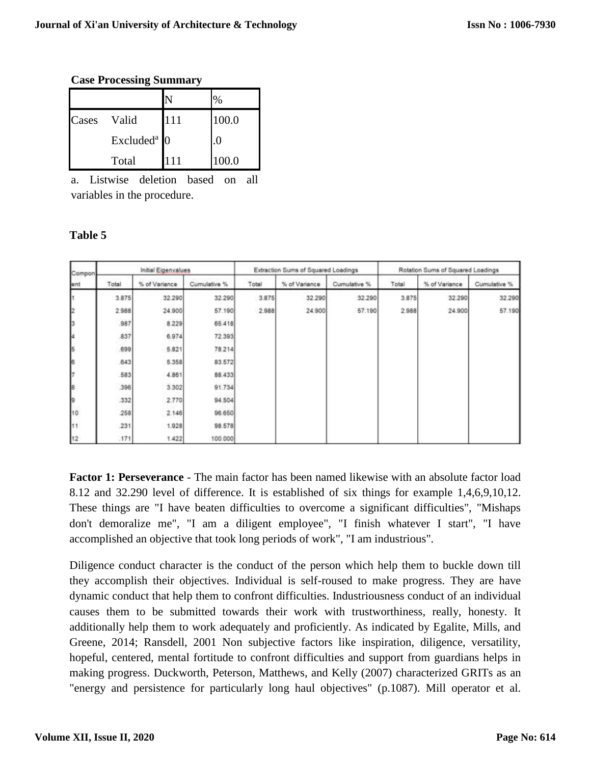**Case Processing Summary**

| | | N | % |
|---|---|---|---|
| Cases | Valid | 111 | 100.0 |
| | Excluded[a] | 0 | .0 |
| | Total | 111 | 100.0 |

a. Listwise deletion based on all variables in the procedure.

**Table 5**

| Component | Initial Eigenvalues | | | Extraction Sums of Squared Loadings | | | Rotation Sums of Squared Loadings | | |
|---|---|---|---|---|---|---|---|---|---|
| | Total | % of Variance | Cumulative % | Total | % of Variance | Cumulative % | Total | % of Variance | Cumulative % |
| 1 | 3.875 | 32.290 | 32.290 | 3.875 | 32.290 | 32.290 | 3.875 | 32.290 | 32.290 |
| 2 | 2.988 | 24.900 | 57.190 | 2.988 | 24.900 | 57.190 | 2.988 | 24.900 | 57.190 |
| 3 | .987 | 8.229 | 65.418 | | | | | | |
| 4 | .837 | 6.974 | 72.393 | | | | | | |
| 5 | .699 | 5.821 | 78.214 | | | | | | |
| 6 | .643 | 5.358 | 83.572 | | | | | | |
| 7 | .583 | 4.861 | 88.433 | | | | | | |
| 8 | .396 | 3.302 | 91.734 | | | | | | |
| 9 | .332 | 2.770 | 94.504 | | | | | | |
| 10 | .258 | 2.146 | 96.650 | | | | | | |
| 11 | .231 | 1.928 | 98.578 | | | | | | |
| 12 | .171 | 1.422 | 100.000 | | | | | | |

**Factor 1: Perseverance** - The main factor has been named likewise with an absolute factor load 8.12 and 32.290 level of difference. It is established of six things for example 1,4,6,9,10,12. These things are "I have beaten difficulties to overcome a significant difficulties", "Mishaps don't demoralize me", "I am a diligent employee", "I finish whatever I start", "I have accomplished an objective that took long periods of work", "I am industrious".

Diligence conduct character is the conduct of the person which help them to buckle down till they accomplish their objectives. Individual is self-roused to make progress. They are have dynamic conduct that help them to confront difficulties. Industriousness conduct of an individual causes them to be submitted towards their work with trustworthiness, really, honesty. It additionally help them to work adequately and proficiently. As indicated by Egalite, Mills, and Greene, 2014; Ransdell, 2001 Non subjective factors like inspiration, diligence, versatility, hopeful, centered, mental fortitude to confront difficulties and support from guardians helps in making progress. Duckworth, Peterson, Matthews, and Kelly (2007) characterized GRITs as an "energy and persistence for particularly long haul objectives" (p.1087). Mill operator et al.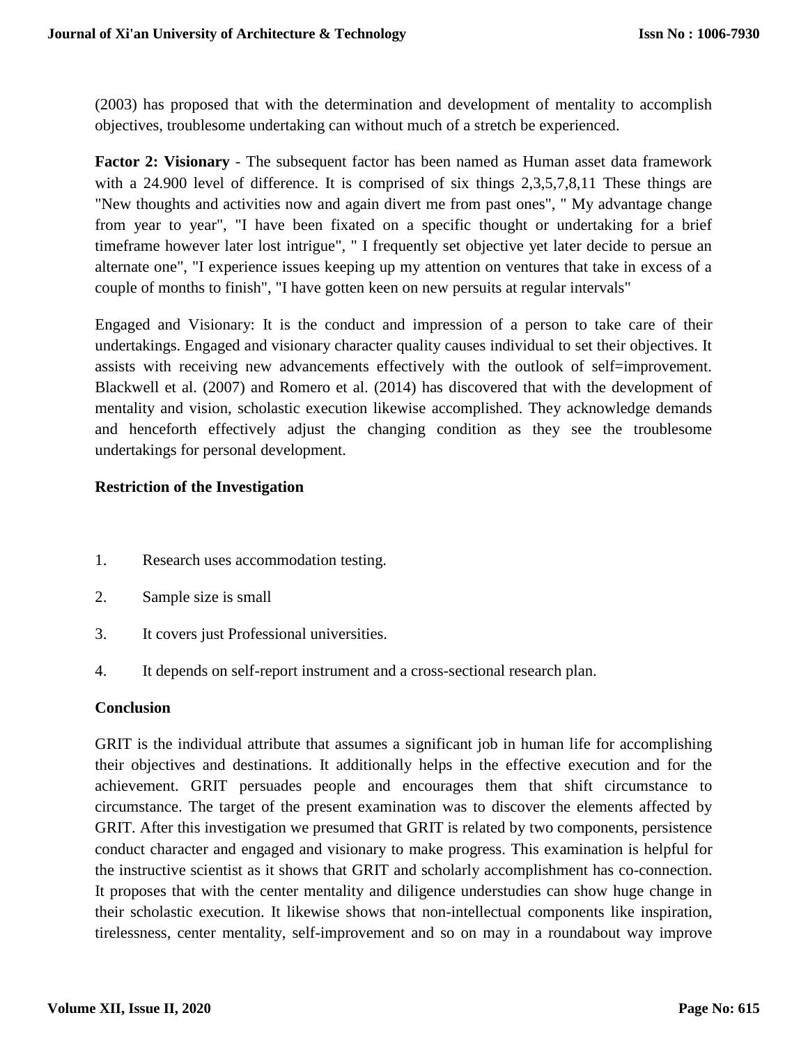(2003) has proposed that with the determination and development of mentality to accomplish objectives, troublesome undertaking can without much of a stretch be experienced.

**Factor 2: Visionary** - The subsequent factor has been named as Human asset data framework with a 24.900 level of difference. It is comprised of six things 2,3,5,7,8,11 These things are "New thoughts and activities now and again divert me from past ones", " My advantage change from year to year", "I have been fixated on a specific thought or undertaking for a brief timeframe however later lost intrigue", " I frequently set objective yet later decide to persue an alternate one", "I experience issues keeping up my attention on ventures that take in excess of a couple of months to finish", "I have gotten keen on new persuits at regular intervals"

Engaged and Visionary: It is the conduct and impression of a person to take care of their undertakings. Engaged and visionary character quality causes individual to set their objectives. It assists with receiving new advancements effectively with the outlook of self=improvement. Blackwell et al. (2007) and Romero et al. (2014) has discovered that with the development of mentality and vision, scholastic execution likewise accomplished. They acknowledge demands and henceforth effectively adjust the changing condition as they see the troublesome undertakings for personal development.

**Restriction of the Investigation**

1. Research uses accommodation testing.
2. Sample size is small
3. It covers just Professional universities.
4. It depends on self-report instrument and a cross-sectional research plan.

**Conclusion**

GRIT is the individual attribute that assumes a significant job in human life for accomplishing their objectives and destinations. It additionally helps in the effective execution and for the achievement. GRIT persuades people and encourages them that shift circumstance to circumstance. The target of the present examination was to discover the elements affected by GRIT. After this investigation we presumed that GRIT is related by two components, persistence conduct character and engaged and visionary to make progress. This examination is helpful for the instructive scientist as it shows that GRIT and scholarly accomplishment has co-connection. It proposes that with the center mentality and diligence understudies can show huge change in their scholastic execution. It likewise shows that non-intellectual components like inspiration, tirelessness, center mentality, self-improvement and so on may in a roundabout way improve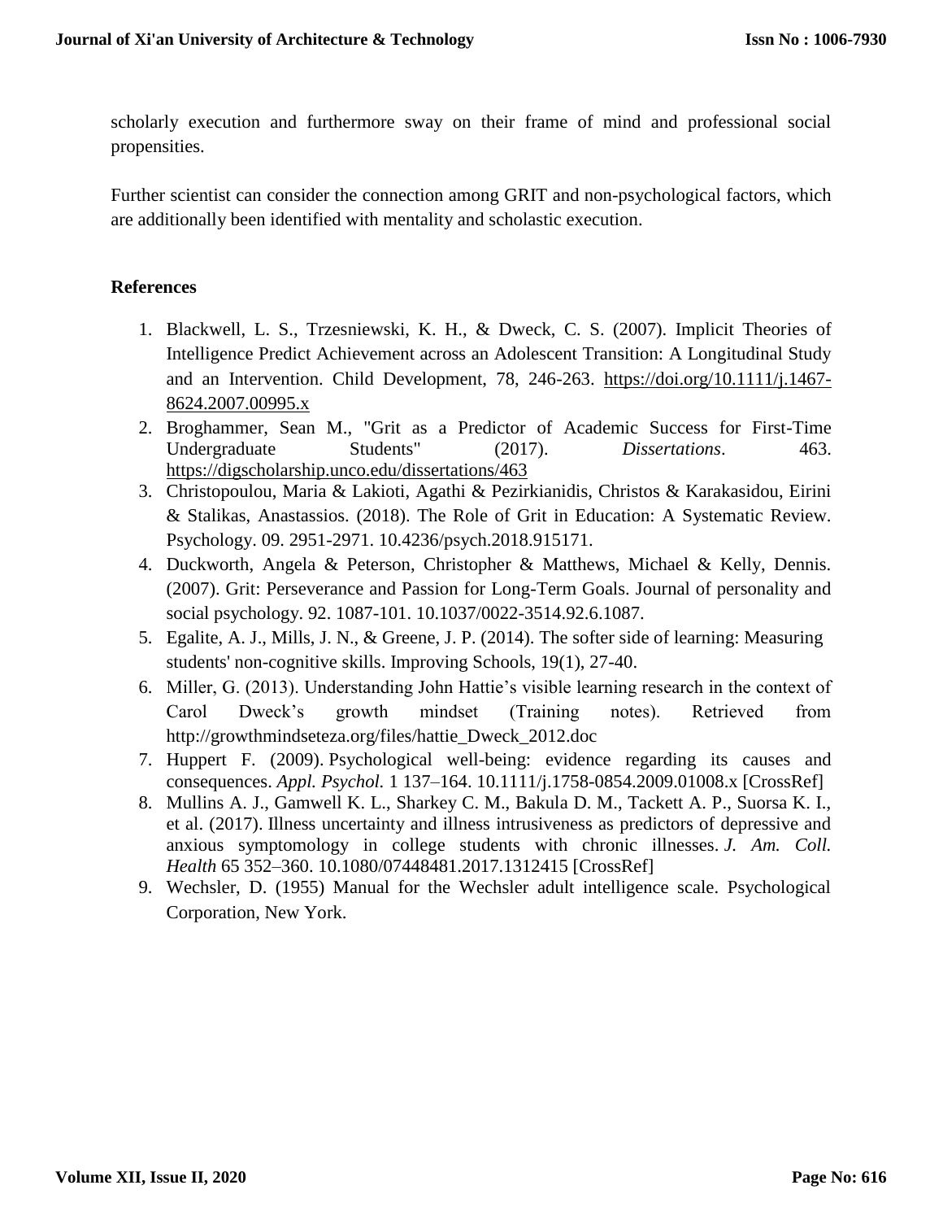scholarly execution and furthermore sway on their frame of mind and professional social propensities.

Further scientist can consider the connection among GRIT and non-psychological factors, which are additionally been identified with mentality and scholastic execution.

## References

1. Blackwell, L. S., Trzesniewski, K. H., & Dweck, C. S. (2007). Implicit Theories of Intelligence Predict Achievement across an Adolescent Transition: A Longitudinal Study and an Intervention. Child Development, 78, 246-263. https://doi.org/10.1111/j.1467-8624.2007.00995.x
2. Broghammer, Sean M., "Grit as a Predictor of Academic Success for First-Time Undergraduate Students" (2017). *Dissertations*. 463. https://digscholarship.unco.edu/dissertations/463
3. Christopoulou, Maria & Lakioti, Agathi & Pezirkianidis, Christos & Karakasidou, Eirini & Stalikas, Anastassios. (2018). The Role of Grit in Education: A Systematic Review. Psychology. 09. 2951-2971. 10.4236/psych.2018.915171.
4. Duckworth, Angela & Peterson, Christopher & Matthews, Michael & Kelly, Dennis. (2007). Grit: Perseverance and Passion for Long-Term Goals. Journal of personality and social psychology. 92. 1087-101. 10.1037/0022-3514.92.6.1087.
5. Egalite, A. J., Mills, J. N., & Greene, J. P. (2014). The softer side of learning: Measuring students' non-cognitive skills. Improving Schools, 19(1), 27-40.
6. Miller, G. (2013). Understanding John Hattie's visible learning research in the context of Carol Dweck's growth mindset (Training notes). Retrieved from http://growthmindseteza.org/files/hattie_Dweck_2012.doc
7. Huppert F. (2009). Psychological well-being: evidence regarding its causes and consequences. *Appl. Psychol.* 1 137–164. 10.1111/j.1758-0854.2009.01008.x [CrossRef]
8. Mullins A. J., Gamwell K. L., Sharkey C. M., Bakula D. M., Tackett A. P., Suorsa K. I., et al. (2017). Illness uncertainty and illness intrusiveness as predictors of depressive and anxious symptomology in college students with chronic illnesses. *J. Am. Coll. Health* 65 352–360. 10.1080/07448481.2017.1312415 [CrossRef]
9. Wechsler, D. (1955) Manual for the Wechsler adult intelligence scale. Psychological Corporation, New York.